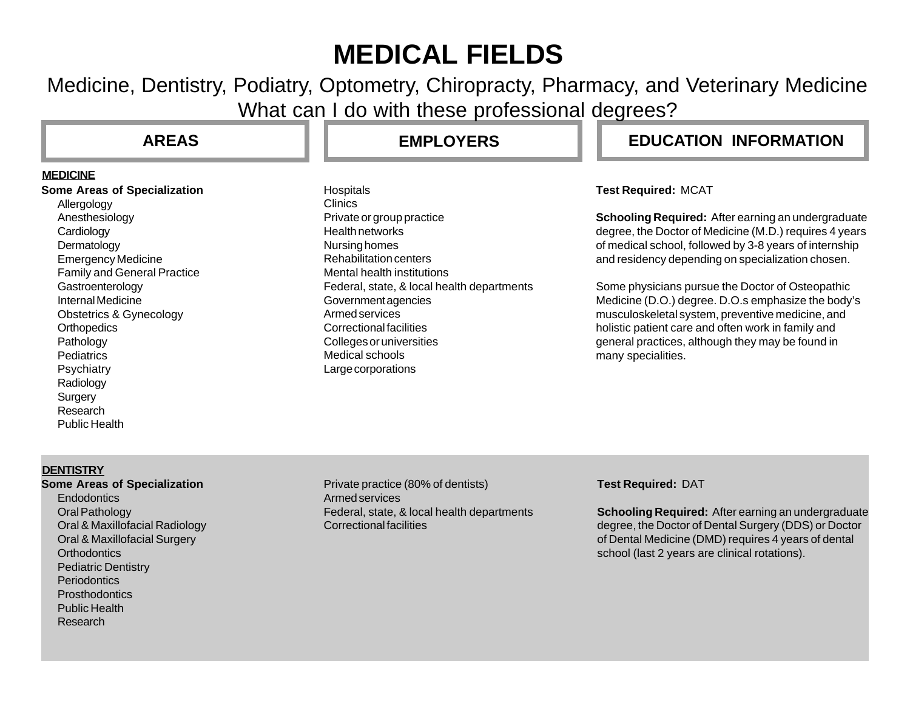# MEDICAL FIELDS

Medicine, Dentistry, Podiatry, Optometry, Chiropracty, Pharmacy, and Veterinary Medicine
What can I do with these professional degrees?

| AREAS | EMPLOYERS | EDUCATION INFORMATION |
|---|---|---|
| **MEDICINE**<br>**Some Areas of Specialization**<br>Allergology<br>Anesthesiology<br>Cardiology<br>Dermatology<br>Emergency Medicine<br>Family and General Practice<br>Gastroenterology<br>Internal Medicine<br>Obstetrics & Gynecology<br>Orthopedics<br>Pathology<br>Pediatrics<br>Psychiatry<br>Radiology<br>Surgery<br>Research<br>Public Health | Hospitals<br>Clinics<br>Private or group practice<br>Health networks<br>Nursing homes<br>Rehabilitation centers<br>Mental health institutions<br>Federal, state, & local health departments<br>Government agencies<br>Armed services<br>Correctional facilities<br>Colleges or universities<br>Medical schools<br>Large corporations | **Test Required:** MCAT<br><br>**Schooling Required:** After earning an undergraduate degree, the Doctor of Medicine (M.D.) requires 4 years of medical school, followed by 3-8 years of internship and residency depending on specialization chosen.<br><br>Some physicians pursue the Doctor of Osteopathic Medicine (D.O.) degree. D.O.s emphasize the body's musculoskeletal system, preventive medicine, and holistic patient care and often work in family and general practices, although they may be found in many specialities. |
| **DENTISTRY**<br>**Some Areas of Specialization**<br>Endodontics<br>Oral Pathology<br>Oral & Maxillofacial Radiology<br>Oral & Maxillofacial Surgery<br>Orthodontics<br>Pediatric Dentistry<br>Periodontics<br>Prosthodontics<br>Public Health<br>Research | Private practice (80% of dentists)<br>Armed services<br>Federal, state, & local health departments<br>Correctional facilities | **Test Required:** DAT<br><br>**Schooling Required:** After earning an undergraduate degree, the Doctor of Dental Surgery (DDS) or Doctor of Dental Medicine (DMD) requires 4 years of dental school (last 2 years are clinical rotations). |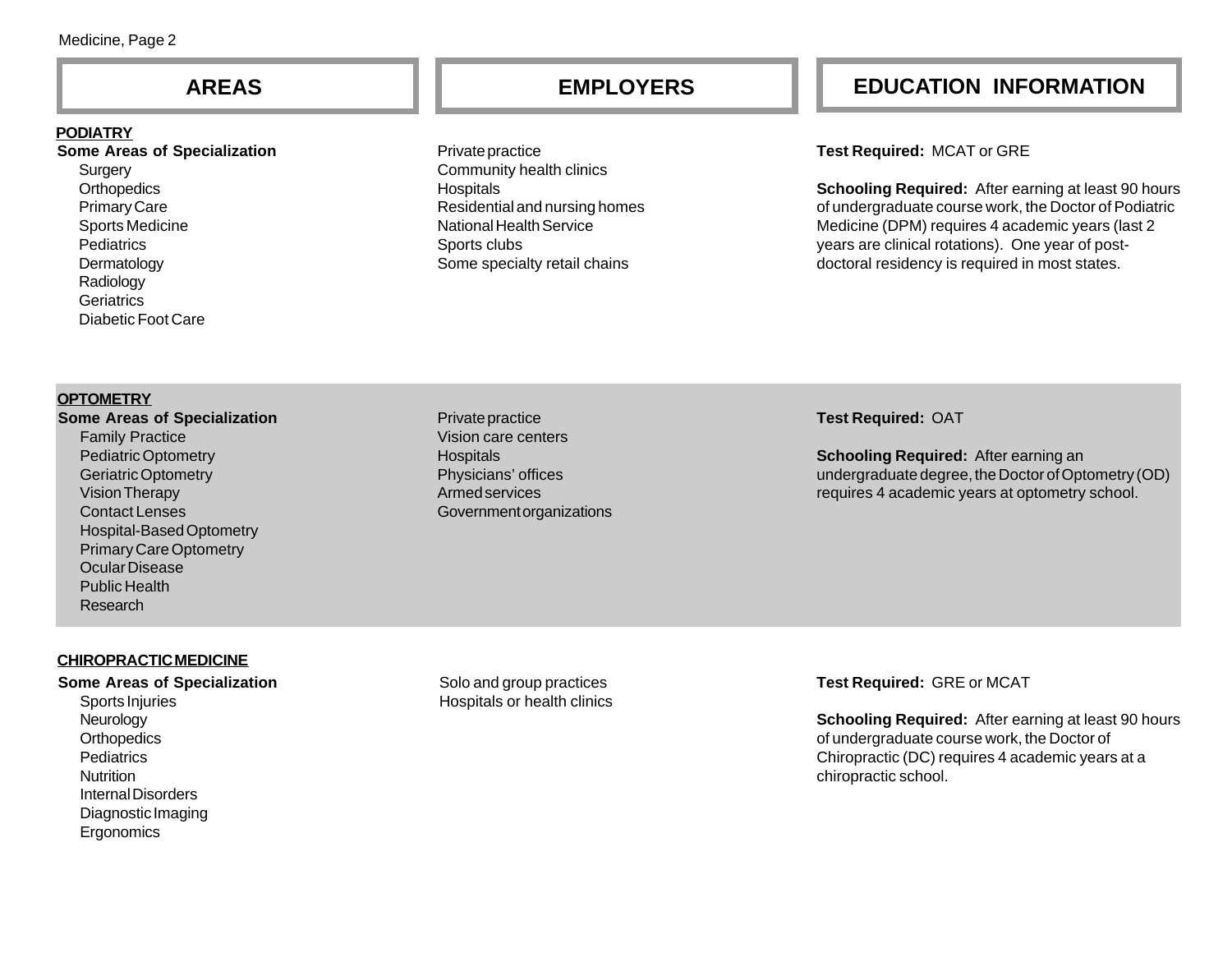| AREAS | EMPLOYERS | EDUCATION INFORMATION |
| --- | --- | --- |
| **PODIATRY**<br>**Some Areas of Specialization**<br>Surgery<br>Orthopedics<br>Primary Care<br>Sports Medicine<br>Pediatrics<br>Dermatology<br>Radiology<br>Geriatrics<br>Diabetic Foot Care | Private practice<br>Community health clinics<br>Hospitals<br>Residential and nursing homes<br>National Health Service<br>Sports clubs<br>Some specialty retail chains | **Test Required:** MCAT or GRE<br><br>**Schooling Required:** After earning at least 90 hours of undergraduate course work, the Doctor of Podiatric Medicine (DPM) requires 4 academic years (last 2 years are clinical rotations). One year of post-doctoral residency is required in most states. |
| **OPTOMETRY**<br>**Some Areas of Specialization**<br>Family Practice<br>Pediatric Optometry<br>Geriatric Optometry<br>Vision Therapy<br>Contact Lenses<br>Hospital-Based Optometry<br>Primary Care Optometry<br>Ocular Disease<br>Public Health<br>Research | Private practice<br>Vision care centers<br>Hospitals<br>Physicians' offices<br>Armed services<br>Government organizations | **Test Required:** OAT<br><br>**Schooling Required:** After earning an undergraduate degree, the Doctor of Optometry (OD) requires 4 academic years at optometry school. |
| **CHIROPRACTIC MEDICINE**<br>**Some Areas of Specialization**<br>Sports Injuries<br>Neurology<br>Orthopedics<br>Pediatrics<br>Nutrition<br>Internal Disorders<br>Diagnostic Imaging<br>Ergonomics | Solo and group practices<br>Hospitals or health clinics | **Test Required:** GRE or MCAT<br><br>**Schooling Required:** After earning at least 90 hours of undergraduate course work, the Doctor of Chiropractic (DC) requires 4 academic years at a chiropractic school. |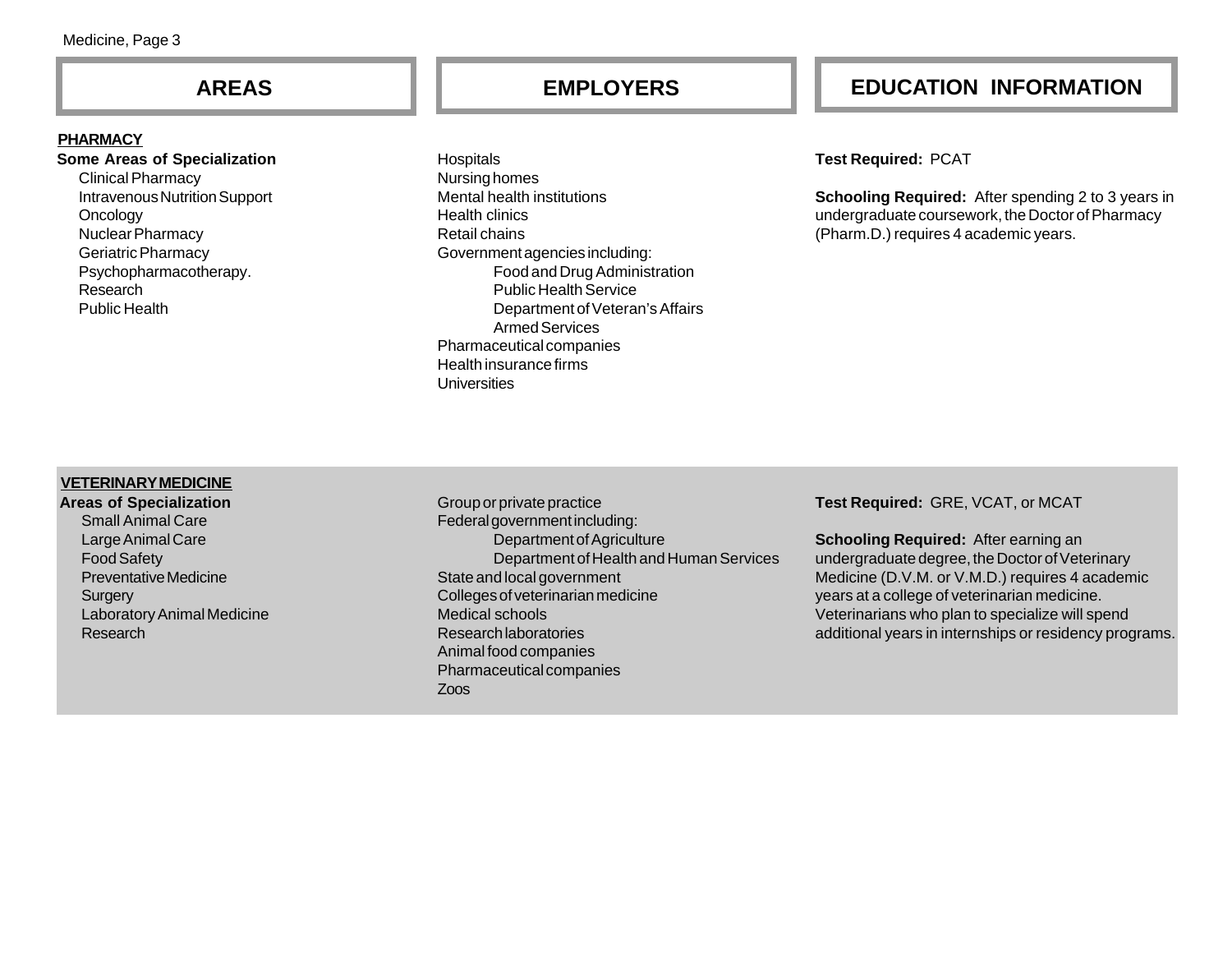| AREAS | EMPLOYERS | EDUCATION INFORMATION |
|---|---|---|
| **PHARMACY**<br>**Some Areas of Specialization**<br>Clinical Pharmacy<br>Intravenous Nutrition Support<br>Oncology<br>Nuclear Pharmacy<br>Geriatric Pharmacy<br>Psychopharmacotherapy.<br>Research<br>Public Health | Hospitals<br>Nursing homes<br>Mental health institutions<br>Health clinics<br>Retail chains<br>Government agencies including:<br>Food and Drug Administration<br>Public Health Service<br>Department of Veteran's Affairs<br>Armed Services<br>Pharmaceutical companies<br>Health insurance firms<br>Universities | **Test Required:** PCAT<br><br>**Schooling Required:** After spending 2 to 3 years in undergraduate coursework, the Doctor of Pharmacy (Pharm.D.) requires 4 academic years. |
| **VETERINARY MEDICINE**<br>**Areas of Specialization**<br>Small Animal Care<br>Large Animal Care<br>Food Safety<br>Preventative Medicine<br>Surgery<br>Laboratory Animal Medicine<br>Research | Group or private practice<br>Federal government including:<br>Department of Agriculture<br>Department of Health and Human Services<br>State and local government<br>Colleges of veterinarian medicine<br>Medical schools<br>Research laboratories<br>Animal food companies<br>Pharmaceutical companies<br>Zoos | **Test Required:** GRE, VCAT, or MCAT<br><br>**Schooling Required:** After earning an undergraduate degree, the Doctor of Veterinary Medicine (D.V.M. or V.M.D.) requires 4 academic years at a college of veterinarian medicine. Veterinarians who plan to specialize will spend additional years in internships or residency programs. |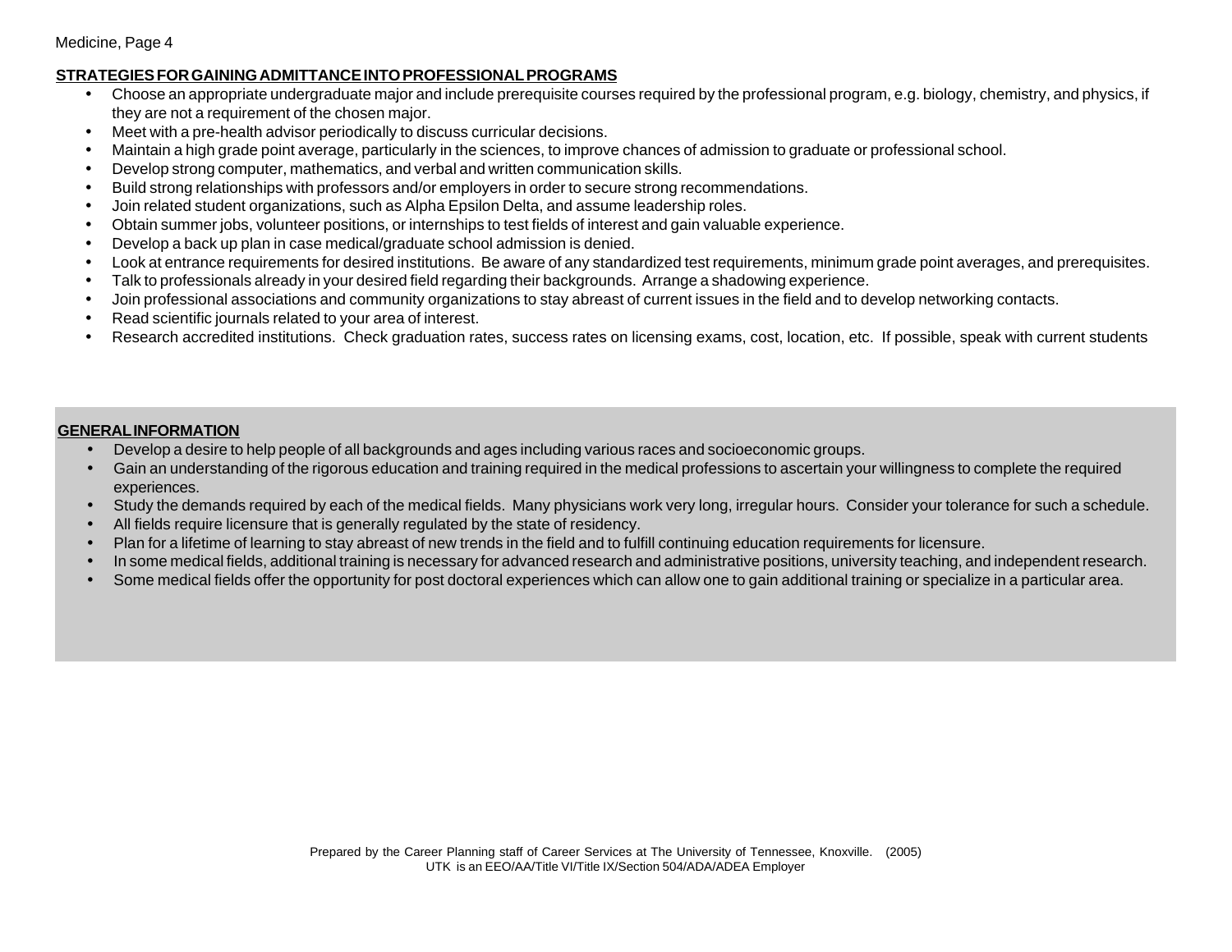**STRATEGIES FOR GAINING ADMITTANCE INTO PROFESSIONAL PROGRAMS**

- Choose an appropriate undergraduate major and include prerequisite courses required by the professional program, e.g. biology, chemistry, and physics, if they are not a requirement of the chosen major.
- Meet with a pre-health advisor periodically to discuss curricular decisions.
- Maintain a high grade point average, particularly in the sciences, to improve chances of admission to graduate or professional school.
- Develop strong computer, mathematics, and verbal and written communication skills.
- Build strong relationships with professors and/or employers in order to secure strong recommendations.
- Join related student organizations, such as Alpha Epsilon Delta, and assume leadership roles.
- Obtain summer jobs, volunteer positions, or internships to test fields of interest and gain valuable experience.
- Develop a back up plan in case medical/graduate school admission is denied.
- Look at entrance requirements for desired institutions. Be aware of any standardized test requirements, minimum grade point averages, and prerequisites.
- Talk to professionals already in your desired field regarding their backgrounds. Arrange a shadowing experience.
- Join professional associations and community organizations to stay abreast of current issues in the field and to develop networking contacts.
- Read scientific journals related to your area of interest.
- Research accredited institutions. Check graduation rates, success rates on licensing exams, cost, location, etc. If possible, speak with current students

**GENERAL INFORMATION**

- Develop a desire to help people of all backgrounds and ages including various races and socioeconomic groups.
- Gain an understanding of the rigorous education and training required in the medical professions to ascertain your willingness to complete the required experiences.
- Study the demands required by each of the medical fields. Many physicians work very long, irregular hours. Consider your tolerance for such a schedule.
- All fields require licensure that is generally regulated by the state of residency.
- Plan for a lifetime of learning to stay abreast of new trends in the field and to fulfill continuing education requirements for licensure.
- In some medical fields, additional training is necessary for advanced research and administrative positions, university teaching, and independent research.
- Some medical fields offer the opportunity for post doctoral experiences which can allow one to gain additional training or specialize in a particular area.

Prepared by the Career Planning staff of Career Services at The University of Tennessee, Knoxville. (2005)
UTK is an EEO/AA/Title VI/Title IX/Section 504/ADA/ADEA Employer